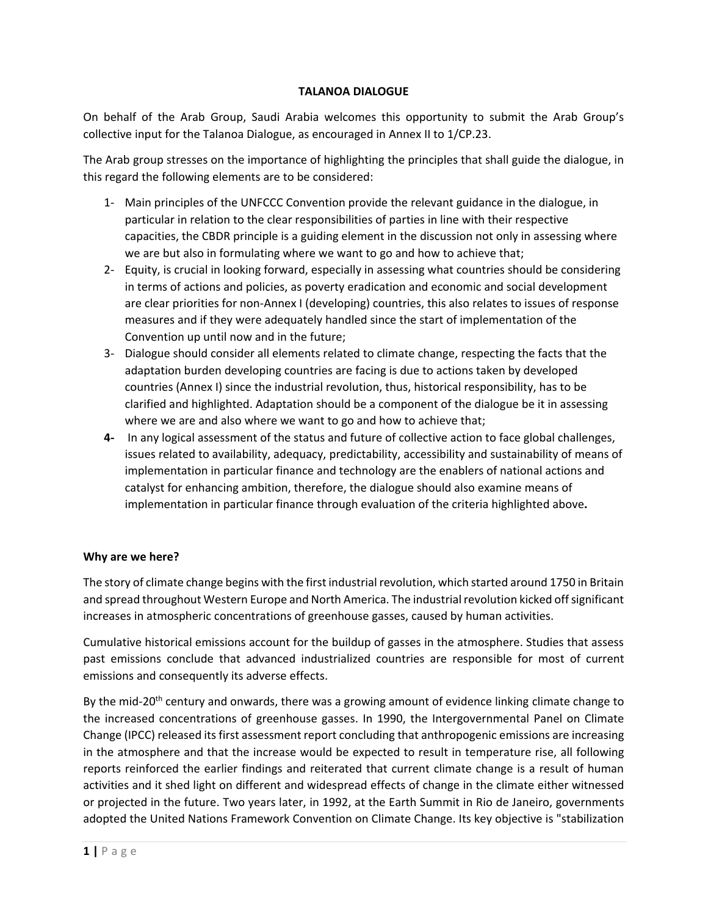# TALANOA DIALOGUE

On behalf of the Arab Group, Saudi Arabia welcomes this opportunity to submit the Arab Group's collective input for the Talanoa Dialogue, as encouraged in Annex II to 1/CP.23.

The Arab group stresses on the importance of highlighting the principles that shall guide the dialogue, in this regard the following elements are to be considered:

1- Main principles of the UNFCCC Convention provide the relevant guidance in the dialogue, in particular in relation to the clear responsibilities of parties in line with their respective capacities, the CBDR principle is a guiding element in the discussion not only in assessing where we are but also in formulating where we want to go and how to achieve that;
2- Equity, is crucial in looking forward, especially in assessing what countries should be considering in terms of actions and policies, as poverty eradication and economic and social development are clear priorities for non-Annex I (developing) countries, this also relates to issues of response measures and if they were adequately handled since the start of implementation of the Convention up until now and in the future;
3- Dialogue should consider all elements related to climate change, respecting the facts that the adaptation burden developing countries are facing is due to actions taken by developed countries (Annex I) since the industrial revolution, thus, historical responsibility, has to be clarified and highlighted. Adaptation should be a component of the dialogue be it in assessing where we are and also where we want to go and how to achieve that;
**4-** In any logical assessment of the status and future of collective action to face global challenges, issues related to availability, adequacy, predictability, accessibility and sustainability of means of implementation in particular finance and technology are the enablers of national actions and catalyst for enhancing ambition, therefore, the dialogue should also examine means of implementation in particular finance through evaluation of the criteria highlighted above**.**

**Why are we here?**

The story of climate change begins with the first industrial revolution, which started around 1750 in Britain and spread throughout Western Europe and North America. The industrial revolution kicked off significant increases in atmospheric concentrations of greenhouse gasses, caused by human activities.

Cumulative historical emissions account for the buildup of gasses in the atmosphere. Studies that assess past emissions conclude that advanced industrialized countries are responsible for most of current emissions and consequently its adverse effects.

By the mid-20th century and onwards, there was a growing amount of evidence linking climate change to the increased concentrations of greenhouse gasses. In 1990, the Intergovernmental Panel on Climate Change (IPCC) released its first assessment report concluding that anthropogenic emissions are increasing in the atmosphere and that the increase would be expected to result in temperature rise, all following reports reinforced the earlier findings and reiterated that current climate change is a result of human activities and it shed light on different and widespread effects of change in the climate either witnessed or projected in the future. Two years later, in 1992, at the Earth Summit in Rio de Janeiro, governments adopted the United Nations Framework Convention on Climate Change. Its key objective is "stabilization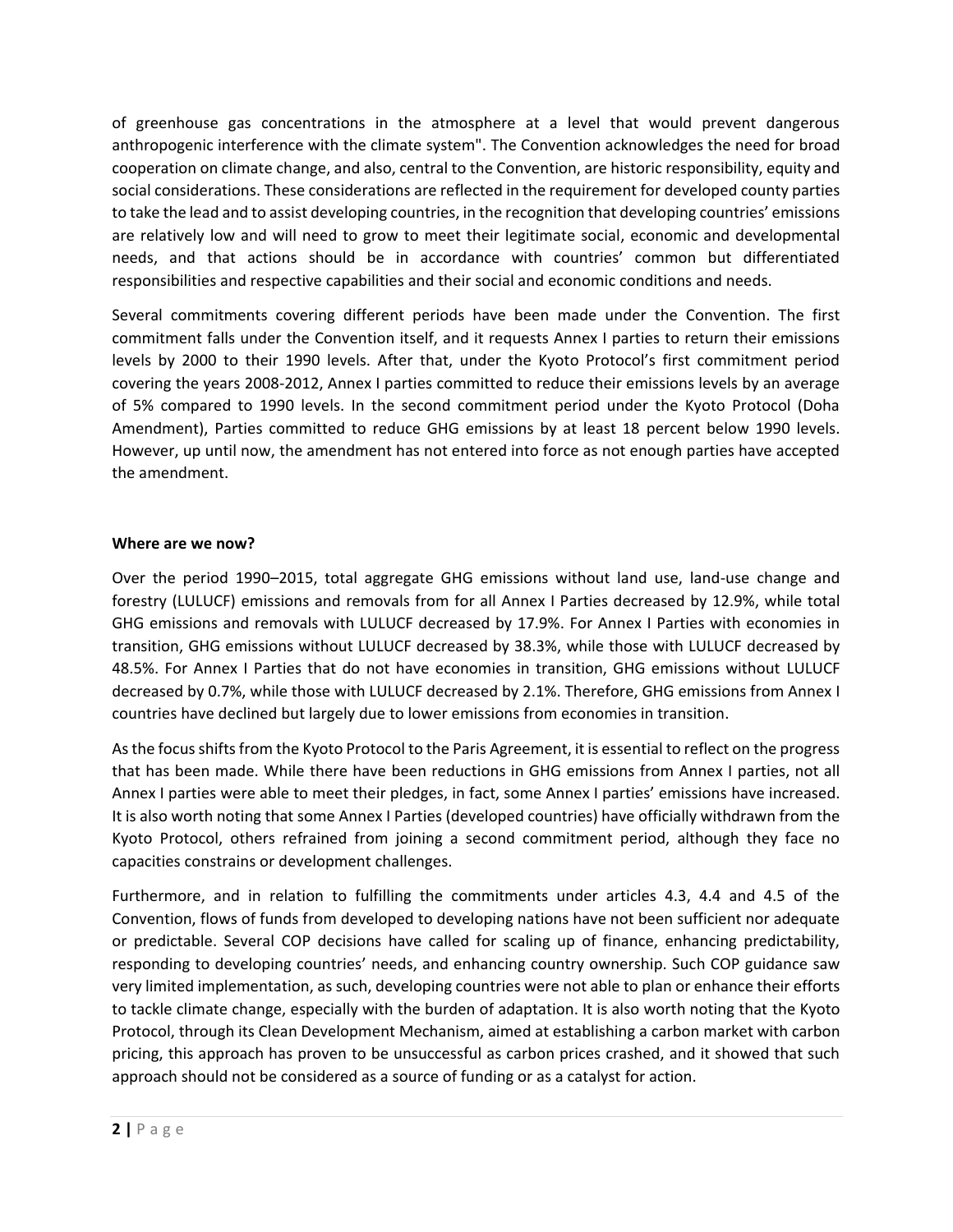of greenhouse gas concentrations in the atmosphere at a level that would prevent dangerous anthropogenic interference with the climate system". The Convention acknowledges the need for broad cooperation on climate change, and also, central to the Convention, are historic responsibility, equity and social considerations. These considerations are reflected in the requirement for developed county parties to take the lead and to assist developing countries, in the recognition that developing countries' emissions are relatively low and will need to grow to meet their legitimate social, economic and developmental needs, and that actions should be in accordance with countries' common but differentiated responsibilities and respective capabilities and their social and economic conditions and needs.

Several commitments covering different periods have been made under the Convention. The first commitment falls under the Convention itself, and it requests Annex I parties to return their emissions levels by 2000 to their 1990 levels. After that, under the Kyoto Protocol's first commitment period covering the years 2008-2012, Annex I parties committed to reduce their emissions levels by an average of 5% compared to 1990 levels. In the second commitment period under the Kyoto Protocol (Doha Amendment), Parties committed to reduce GHG emissions by at least 18 percent below 1990 levels. However, up until now, the amendment has not entered into force as not enough parties have accepted the amendment.

**Where are we now?**

Over the period 1990–2015, total aggregate GHG emissions without land use, land-use change and forestry (LULUCF) emissions and removals from for all Annex I Parties decreased by 12.9%, while total GHG emissions and removals with LULUCF decreased by 17.9%. For Annex I Parties with economies in transition, GHG emissions without LULUCF decreased by 38.3%, while those with LULUCF decreased by 48.5%. For Annex I Parties that do not have economies in transition, GHG emissions without LULUCF decreased by 0.7%, while those with LULUCF decreased by 2.1%. Therefore, GHG emissions from Annex I countries have declined but largely due to lower emissions from economies in transition.

As the focus shifts from the Kyoto Protocol to the Paris Agreement, it is essential to reflect on the progress that has been made. While there have been reductions in GHG emissions from Annex I parties, not all Annex I parties were able to meet their pledges, in fact, some Annex I parties' emissions have increased. It is also worth noting that some Annex I Parties (developed countries) have officially withdrawn from the Kyoto Protocol, others refrained from joining a second commitment period, although they face no capacities constrains or development challenges.

Furthermore, and in relation to fulfilling the commitments under articles 4.3, 4.4 and 4.5 of the Convention, flows of funds from developed to developing nations have not been sufficient nor adequate or predictable. Several COP decisions have called for scaling up of finance, enhancing predictability, responding to developing countries' needs, and enhancing country ownership. Such COP guidance saw very limited implementation, as such, developing countries were not able to plan or enhance their efforts to tackle climate change, especially with the burden of adaptation. It is also worth noting that the Kyoto Protocol, through its Clean Development Mechanism, aimed at establishing a carbon market with carbon pricing, this approach has proven to be unsuccessful as carbon prices crashed, and it showed that such approach should not be considered as a source of funding or as a catalyst for action.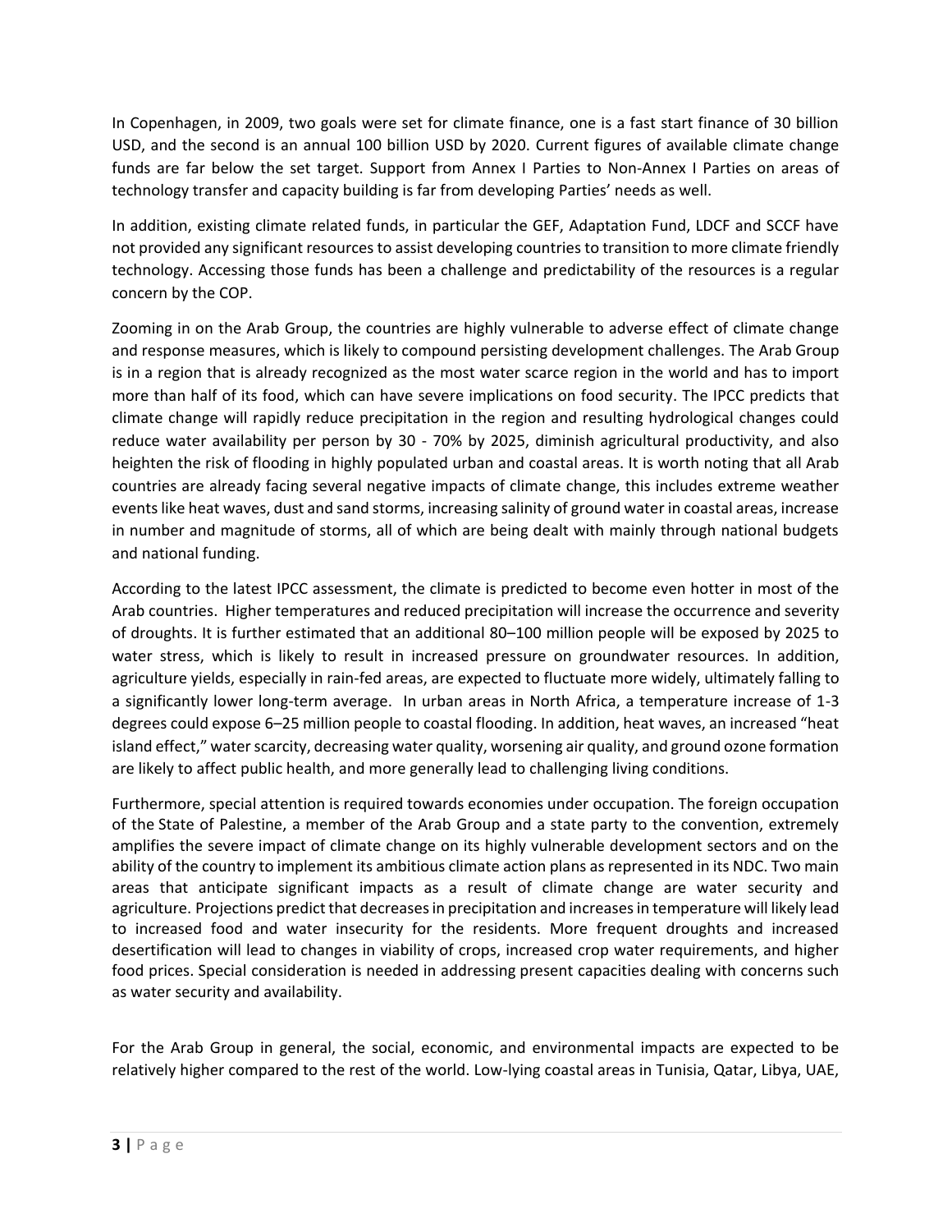In Copenhagen, in 2009, two goals were set for climate finance, one is a fast start finance of 30 billion USD, and the second is an annual 100 billion USD by 2020. Current figures of available climate change funds are far below the set target. Support from Annex I Parties to Non-Annex I Parties on areas of technology transfer and capacity building is far from developing Parties' needs as well.

In addition, existing climate related funds, in particular the GEF, Adaptation Fund, LDCF and SCCF have not provided any significant resources to assist developing countries to transition to more climate friendly technology. Accessing those funds has been a challenge and predictability of the resources is a regular concern by the COP.

Zooming in on the Arab Group, the countries are highly vulnerable to adverse effect of climate change and response measures, which is likely to compound persisting development challenges. The Arab Group is in a region that is already recognized as the most water scarce region in the world and has to import more than half of its food, which can have severe implications on food security. The IPCC predicts that climate change will rapidly reduce precipitation in the region and resulting hydrological changes could reduce water availability per person by 30 - 70% by 2025, diminish agricultural productivity, and also heighten the risk of flooding in highly populated urban and coastal areas. It is worth noting that all Arab countries are already facing several negative impacts of climate change, this includes extreme weather events like heat waves, dust and sand storms, increasing salinity of ground water in coastal areas, increase in number and magnitude of storms, all of which are being dealt with mainly through national budgets and national funding.

According to the latest IPCC assessment, the climate is predicted to become even hotter in most of the Arab countries. Higher temperatures and reduced precipitation will increase the occurrence and severity of droughts. It is further estimated that an additional 80–100 million people will be exposed by 2025 to water stress, which is likely to result in increased pressure on groundwater resources. In addition, agriculture yields, especially in rain-fed areas, are expected to fluctuate more widely, ultimately falling to a significantly lower long-term average. In urban areas in North Africa, a temperature increase of 1-3 degrees could expose 6–25 million people to coastal flooding. In addition, heat waves, an increased "heat island effect," water scarcity, decreasing water quality, worsening air quality, and ground ozone formation are likely to affect public health, and more generally lead to challenging living conditions.

Furthermore, special attention is required towards economies under occupation. The foreign occupation of the State of Palestine, a member of the Arab Group and a state party to the convention, extremely amplifies the severe impact of climate change on its highly vulnerable development sectors and on the ability of the country to implement its ambitious climate action plans as represented in its NDC. Two main areas that anticipate significant impacts as a result of climate change are water security and agriculture. Projections predict that decreases in precipitation and increases in temperature will likely lead to increased food and water insecurity for the residents. More frequent droughts and increased desertification will lead to changes in viability of crops, increased crop water requirements, and higher food prices. Special consideration is needed in addressing present capacities dealing with concerns such as water security and availability.

For the Arab Group in general, the social, economic, and environmental impacts are expected to be relatively higher compared to the rest of the world. Low-lying coastal areas in Tunisia, Qatar, Libya, UAE,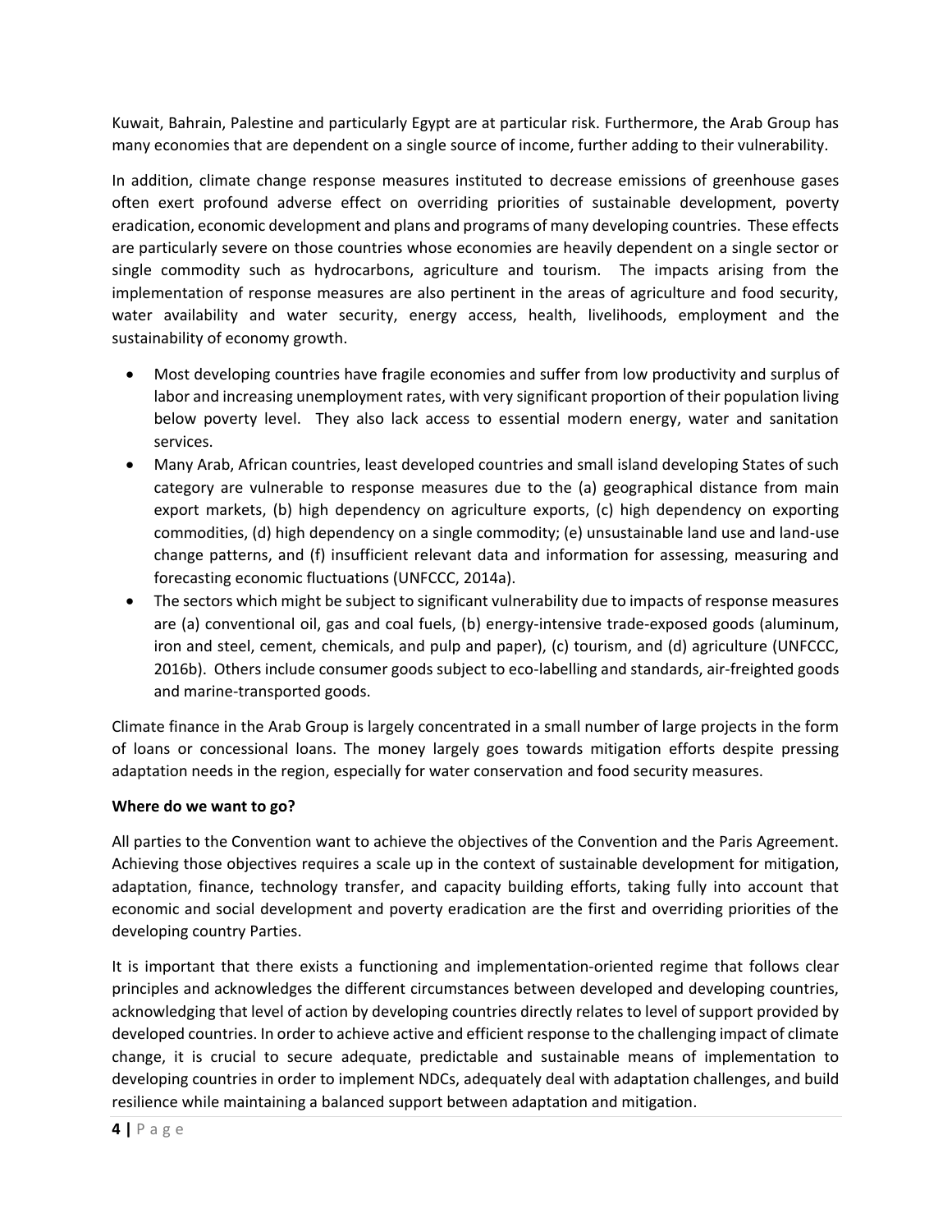Kuwait, Bahrain, Palestine and particularly Egypt are at particular risk. Furthermore, the Arab Group has many economies that are dependent on a single source of income, further adding to their vulnerability.

In addition, climate change response measures instituted to decrease emissions of greenhouse gases often exert profound adverse effect on overriding priorities of sustainable development, poverty eradication, economic development and plans and programs of many developing countries. These effects are particularly severe on those countries whose economies are heavily dependent on a single sector or single commodity such as hydrocarbons, agriculture and tourism. The impacts arising from the implementation of response measures are also pertinent in the areas of agriculture and food security, water availability and water security, energy access, health, livelihoods, employment and the sustainability of economy growth.

- Most developing countries have fragile economies and suffer from low productivity and surplus of labor and increasing unemployment rates, with very significant proportion of their population living below poverty level. They also lack access to essential modern energy, water and sanitation services.
- Many Arab, African countries, least developed countries and small island developing States of such category are vulnerable to response measures due to the (a) geographical distance from main export markets, (b) high dependency on agriculture exports, (c) high dependency on exporting commodities, (d) high dependency on a single commodity; (e) unsustainable land use and land-use change patterns, and (f) insufficient relevant data and information for assessing, measuring and forecasting economic fluctuations (UNFCCC, 2014a).
- The sectors which might be subject to significant vulnerability due to impacts of response measures are (a) conventional oil, gas and coal fuels, (b) energy-intensive trade-exposed goods (aluminum, iron and steel, cement, chemicals, and pulp and paper), (c) tourism, and (d) agriculture (UNFCCC, 2016b). Others include consumer goods subject to eco-labelling and standards, air-freighted goods and marine-transported goods.

Climate finance in the Arab Group is largely concentrated in a small number of large projects in the form of loans or concessional loans. The money largely goes towards mitigation efforts despite pressing adaptation needs in the region, especially for water conservation and food security measures.

**Where do we want to go?**

All parties to the Convention want to achieve the objectives of the Convention and the Paris Agreement. Achieving those objectives requires a scale up in the context of sustainable development for mitigation, adaptation, finance, technology transfer, and capacity building efforts, taking fully into account that economic and social development and poverty eradication are the first and overriding priorities of the developing country Parties.

It is important that there exists a functioning and implementation-oriented regime that follows clear principles and acknowledges the different circumstances between developed and developing countries, acknowledging that level of action by developing countries directly relates to level of support provided by developed countries. In order to achieve active and efficient response to the challenging impact of climate change, it is crucial to secure adequate, predictable and sustainable means of implementation to developing countries in order to implement NDCs, adequately deal with adaptation challenges, and build resilience while maintaining a balanced support between adaptation and mitigation.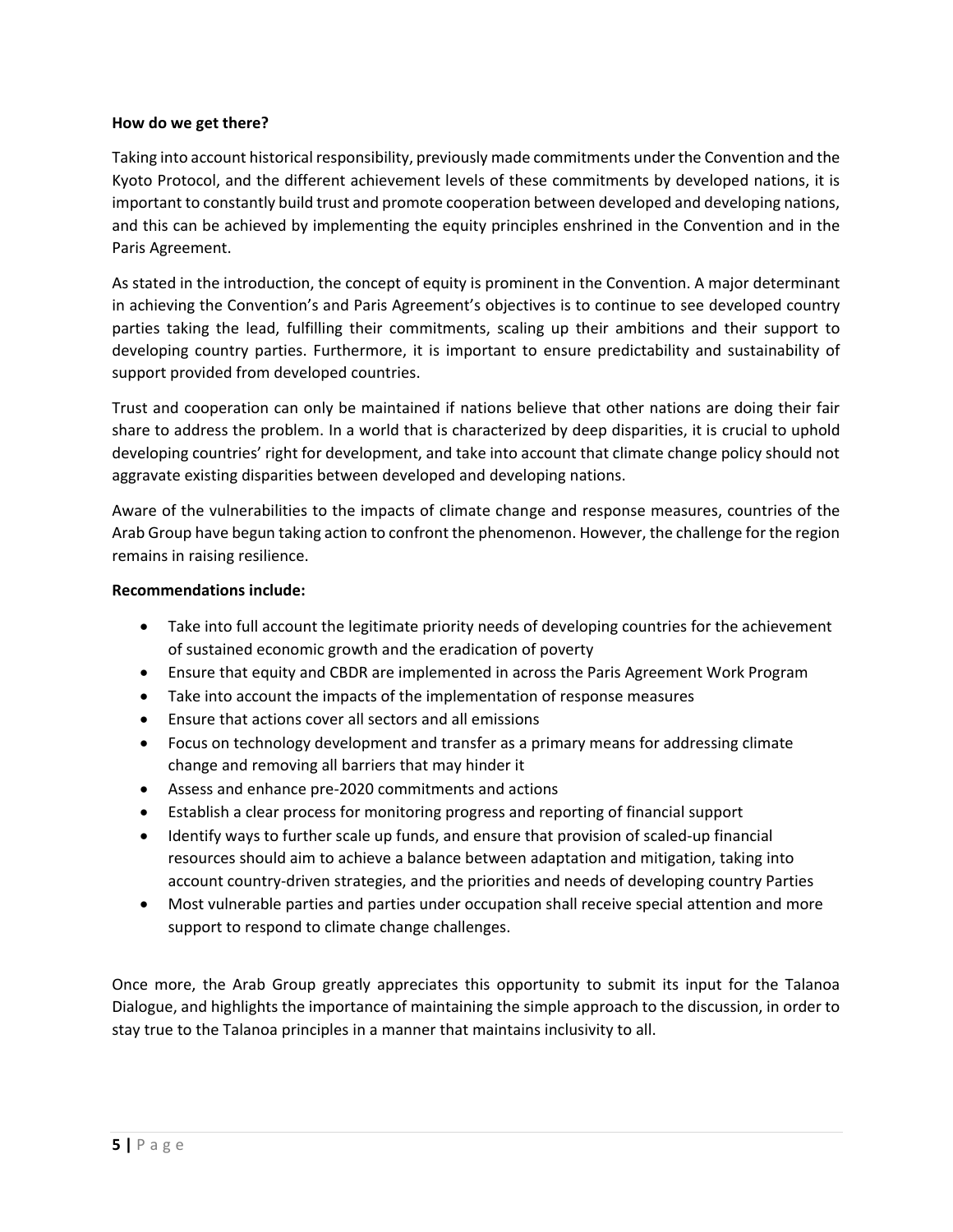**How do we get there?**

Taking into account historical responsibility, previously made commitments under the Convention and the Kyoto Protocol, and the different achievement levels of these commitments by developed nations, it is important to constantly build trust and promote cooperation between developed and developing nations, and this can be achieved by implementing the equity principles enshrined in the Convention and in the Paris Agreement.

As stated in the introduction, the concept of equity is prominent in the Convention. A major determinant in achieving the Convention's and Paris Agreement's objectives is to continue to see developed country parties taking the lead, fulfilling their commitments, scaling up their ambitions and their support to developing country parties. Furthermore, it is important to ensure predictability and sustainability of support provided from developed countries.

Trust and cooperation can only be maintained if nations believe that other nations are doing their fair share to address the problem. In a world that is characterized by deep disparities, it is crucial to uphold developing countries' right for development, and take into account that climate change policy should not aggravate existing disparities between developed and developing nations.

Aware of the vulnerabilities to the impacts of climate change and response measures, countries of the Arab Group have begun taking action to confront the phenomenon. However, the challenge for the region remains in raising resilience.

**Recommendations include:**

- Take into full account the legitimate priority needs of developing countries for the achievement of sustained economic growth and the eradication of poverty
- Ensure that equity and CBDR are implemented in across the Paris Agreement Work Program
- Take into account the impacts of the implementation of response measures
- Ensure that actions cover all sectors and all emissions
- Focus on technology development and transfer as a primary means for addressing climate change and removing all barriers that may hinder it
- Assess and enhance pre-2020 commitments and actions
- Establish a clear process for monitoring progress and reporting of financial support
- Identify ways to further scale up funds, and ensure that provision of scaled-up financial resources should aim to achieve a balance between adaptation and mitigation, taking into account country-driven strategies, and the priorities and needs of developing country Parties
- Most vulnerable parties and parties under occupation shall receive special attention and more support to respond to climate change challenges.

Once more, the Arab Group greatly appreciates this opportunity to submit its input for the Talanoa Dialogue, and highlights the importance of maintaining the simple approach to the discussion, in order to stay true to the Talanoa principles in a manner that maintains inclusivity to all.